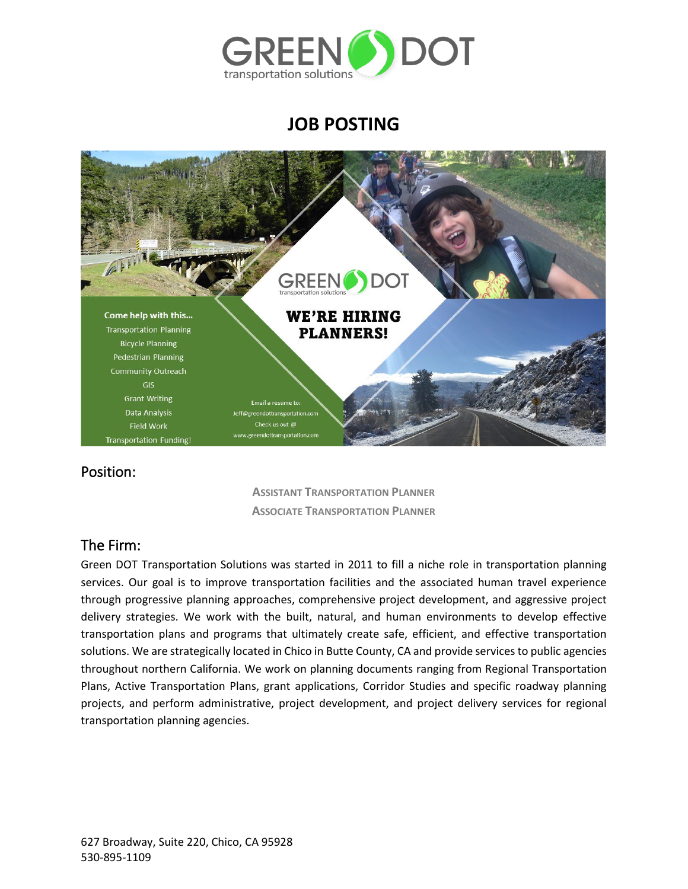GREEN DOT
transportation solutions

# JOB POSTING

Come help with this...
Transportation Planning
Bicycle Planning
Pedestrian Planning
Community Outreach
GIS
Grant Writing
Data Analysis
Field Work
Transportation Funding!

GREEN DOT
transportation solutions

**WE'RE HIRING PLANNERS!**

Email a resume to:
Jeff@greendottransportation.com
Check us out @
www.greendottransportation.com

## Position:

ASSISTANT TRANSPORTATION PLANNER
ASSOCIATE TRANSPORTATION PLANNER

## The Firm:

Green DOT Transportation Solutions was started in 2011 to fill a niche role in transportation planning services. Our goal is to improve transportation facilities and the associated human travel experience through progressive planning approaches, comprehensive project development, and aggressive project delivery strategies. We work with the built, natural, and human environments to develop effective transportation plans and programs that ultimately create safe, efficient, and effective transportation solutions. We are strategically located in Chico in Butte County, CA and provide services to public agencies throughout northern California. We work on planning documents ranging from Regional Transportation Plans, Active Transportation Plans, grant applications, Corridor Studies and specific roadway planning projects, and perform administrative, project development, and project delivery services for regional transportation planning agencies.

627 Broadway, Suite 220, Chico, CA 95928
530-895-1109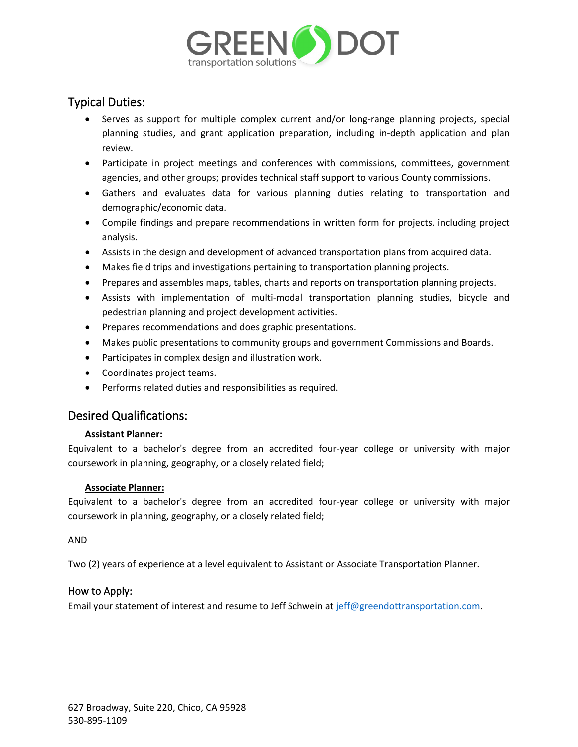## Typical Duties:

- Serves as support for multiple complex current and/or long-range planning projects, special planning studies, and grant application preparation, including in-depth application and plan review.
- Participate in project meetings and conferences with commissions, committees, government agencies, and other groups; provides technical staff support to various County commissions.
- Gathers and evaluates data for various planning duties relating to transportation and demographic/economic data.
- Compile findings and prepare recommendations in written form for projects, including project analysis.
- Assists in the design and development of advanced transportation plans from acquired data.
- Makes field trips and investigations pertaining to transportation planning projects.
- Prepares and assembles maps, tables, charts and reports on transportation planning projects.
- Assists with implementation of multi-modal transportation planning studies, bicycle and pedestrian planning and project development activities.
- Prepares recommendations and does graphic presentations.
- Makes public presentations to community groups and government Commissions and Boards.
- Participates in complex design and illustration work.
- Coordinates project teams.
- Performs related duties and responsibilities as required.

## Desired Qualifications:

**Assistant Planner:**

Equivalent to a bachelor's degree from an accredited four-year college or university with major coursework in planning, geography, or a closely related field;

**Associate Planner:**

Equivalent to a bachelor's degree from an accredited four-year college or university with major coursework in planning, geography, or a closely related field;

AND

Two (2) years of experience at a level equivalent to Assistant or Associate Transportation Planner.

## How to Apply:

Email your statement of interest and resume to Jeff Schwein at jeff@greendottransportation.com.

627 Broadway, Suite 220, Chico, CA 95928
530-895-1109